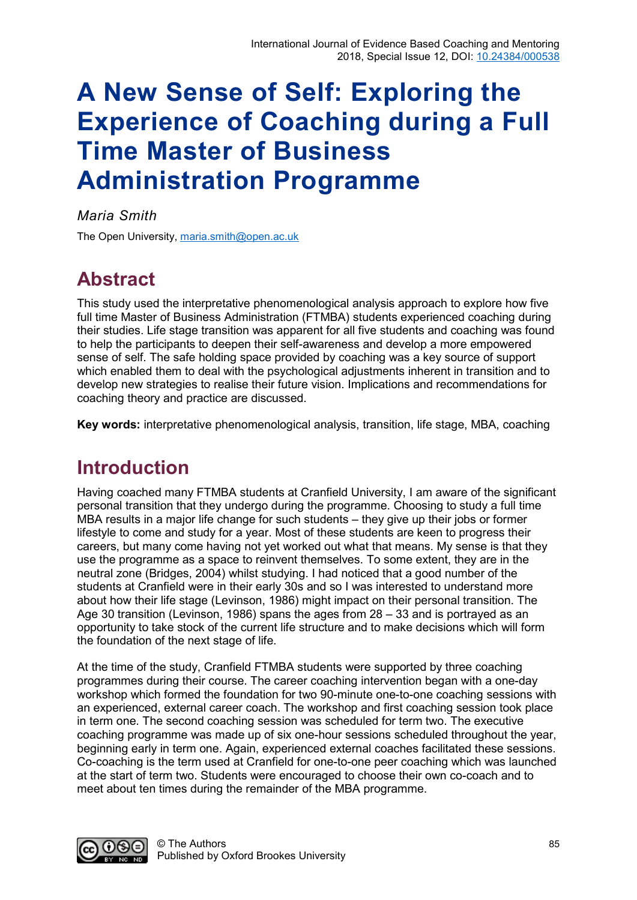# A New Sense of Self: Exploring the Experience of Coaching during a Full Time Master of Business Administration Programme

*Maria Smith*

The Open University, maria.smith@open.ac.uk

## Abstract

This study used the interpretative phenomenological analysis approach to explore how five full time Master of Business Administration (FTMBA) students experienced coaching during their studies. Life stage transition was apparent for all five students and coaching was found to help the participants to deepen their self-awareness and develop a more empowered sense of self. The safe holding space provided by coaching was a key source of support which enabled them to deal with the psychological adjustments inherent in transition and to develop new strategies to realise their future vision. Implications and recommendations for coaching theory and practice are discussed.

**Key words:** interpretative phenomenological analysis, transition, life stage, MBA, coaching

## Introduction

Having coached many FTMBA students at Cranfield University, I am aware of the significant personal transition that they undergo during the programme. Choosing to study a full time MBA results in a major life change for such students – they give up their jobs or former lifestyle to come and study for a year. Most of these students are keen to progress their careers, but many come having not yet worked out what that means. My sense is that they use the programme as a space to reinvent themselves. To some extent, they are in the neutral zone (Bridges, 2004) whilst studying. I had noticed that a good number of the students at Cranfield were in their early 30s and so I was interested to understand more about how their life stage (Levinson, 1986) might impact on their personal transition. The Age 30 transition (Levinson, 1986) spans the ages from 28 – 33 and is portrayed as an opportunity to take stock of the current life structure and to make decisions which will form the foundation of the next stage of life.

At the time of the study, Cranfield FTMBA students were supported by three coaching programmes during their course. The career coaching intervention began with a one-day workshop which formed the foundation for two 90-minute one-to-one coaching sessions with an experienced, external career coach. The workshop and first coaching session took place in term one. The second coaching session was scheduled for term two. The executive coaching programme was made up of six one-hour sessions scheduled throughout the year, beginning early in term one. Again, experienced external coaches facilitated these sessions. Co-coaching is the term used at Cranfield for one-to-one peer coaching which was launched at the start of term two. Students were encouraged to choose their own co-coach and to meet about ten times during the remainder of the MBA programme.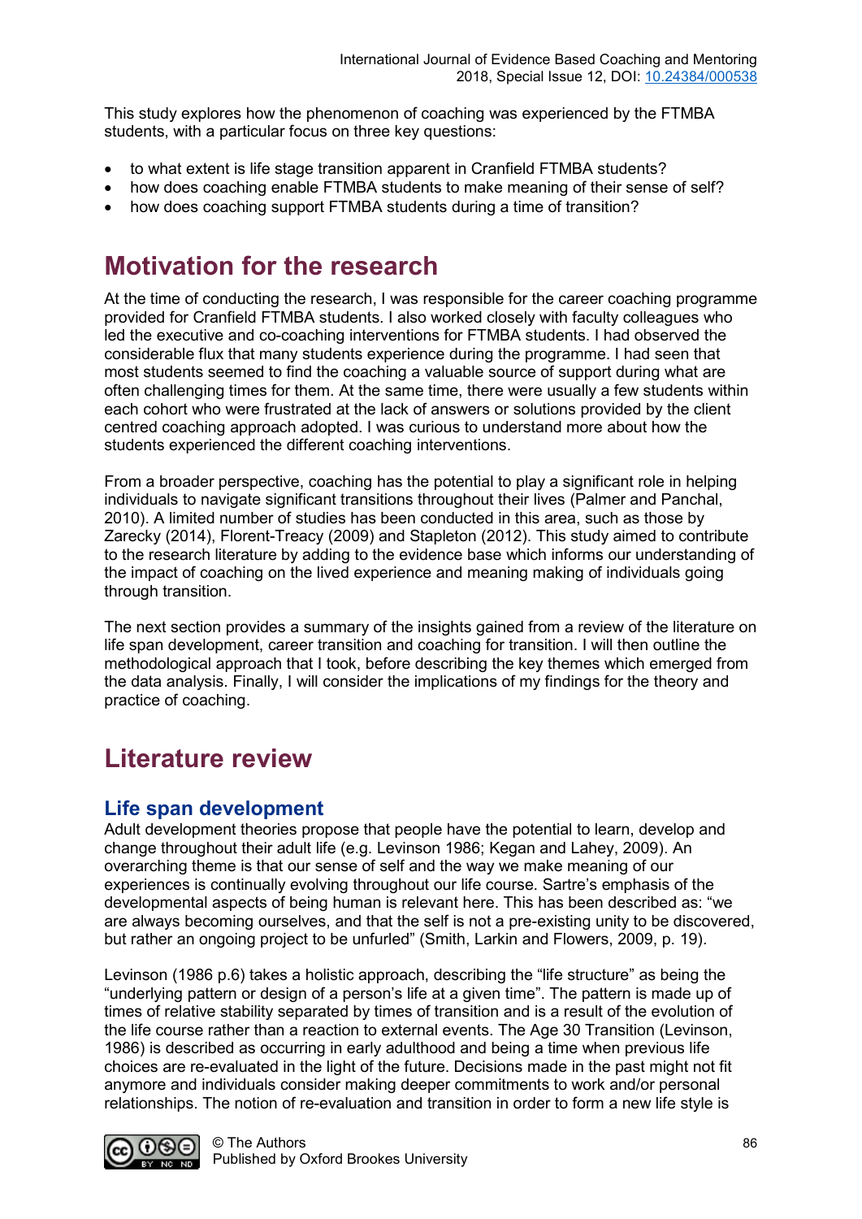This study explores how the phenomenon of coaching was experienced by the FTMBA students, with a particular focus on three key questions:

- to what extent is life stage transition apparent in Cranfield FTMBA students?
- how does coaching enable FTMBA students to make meaning of their sense of self?
- how does coaching support FTMBA students during a time of transition?

# Motivation for the research

At the time of conducting the research, I was responsible for the career coaching programme provided for Cranfield FTMBA students. I also worked closely with faculty colleagues who led the executive and co-coaching interventions for FTMBA students. I had observed the considerable flux that many students experience during the programme. I had seen that most students seemed to find the coaching a valuable source of support during what are often challenging times for them. At the same time, there were usually a few students within each cohort who were frustrated at the lack of answers or solutions provided by the client centred coaching approach adopted. I was curious to understand more about how the students experienced the different coaching interventions.

From a broader perspective, coaching has the potential to play a significant role in helping individuals to navigate significant transitions throughout their lives (Palmer and Panchal, 2010). A limited number of studies has been conducted in this area, such as those by Zarecky (2014), Florent-Treacy (2009) and Stapleton (2012). This study aimed to contribute to the research literature by adding to the evidence base which informs our understanding of the impact of coaching on the lived experience and meaning making of individuals going through transition.

The next section provides a summary of the insights gained from a review of the literature on life span development, career transition and coaching for transition. I will then outline the methodological approach that I took, before describing the key themes which emerged from the data analysis. Finally, I will consider the implications of my findings for the theory and practice of coaching.

# Literature review

## Life span development

Adult development theories propose that people have the potential to learn, develop and change throughout their adult life (e.g. Levinson 1986; Kegan and Lahey, 2009). An overarching theme is that our sense of self and the way we make meaning of our experiences is continually evolving throughout our life course. Sartre's emphasis of the developmental aspects of being human is relevant here. This has been described as: "we are always becoming ourselves, and that the self is not a pre-existing unity to be discovered, but rather an ongoing project to be unfurled" (Smith, Larkin and Flowers, 2009, p. 19).

Levinson (1986 p.6) takes a holistic approach, describing the "life structure" as being the "underlying pattern or design of a person's life at a given time". The pattern is made up of times of relative stability separated by times of transition and is a result of the evolution of the life course rather than a reaction to external events. The Age 30 Transition (Levinson, 1986) is described as occurring in early adulthood and being a time when previous life choices are re-evaluated in the light of the future. Decisions made in the past might not fit anymore and individuals consider making deeper commitments to work and/or personal relationships. The notion of re-evaluation and transition in order to form a new life style is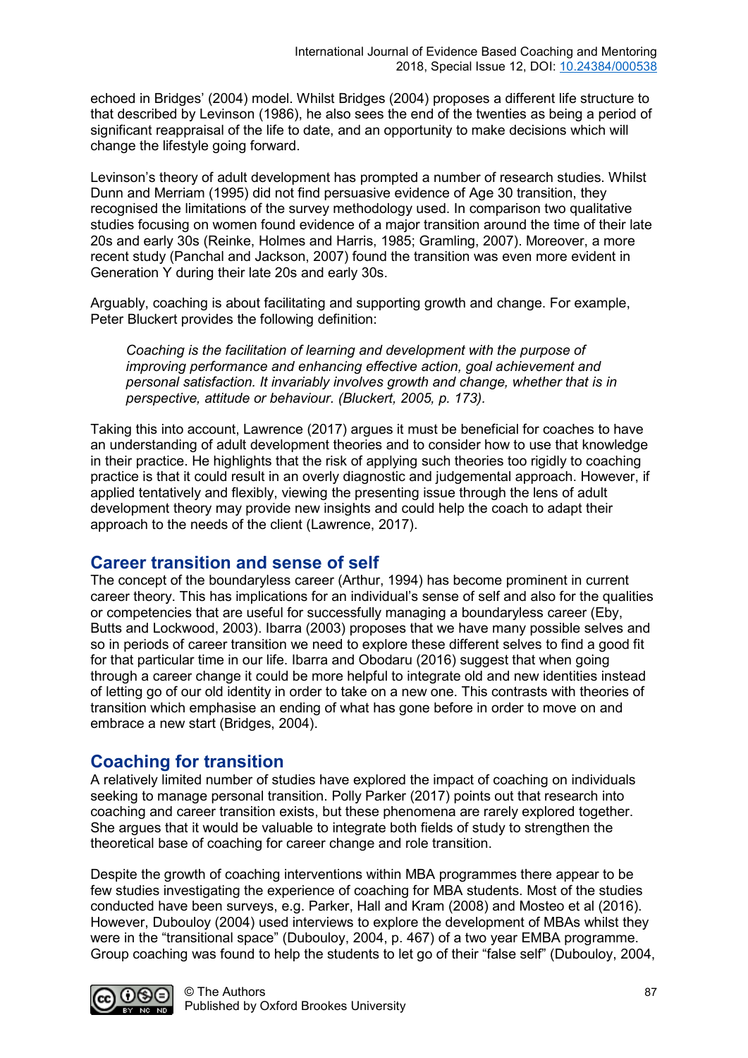echoed in Bridges' (2004) model. Whilst Bridges (2004) proposes a different life structure to that described by Levinson (1986), he also sees the end of the twenties as being a period of significant reappraisal of the life to date, and an opportunity to make decisions which will change the lifestyle going forward.

Levinson's theory of adult development has prompted a number of research studies. Whilst Dunn and Merriam (1995) did not find persuasive evidence of Age 30 transition, they recognised the limitations of the survey methodology used. In comparison two qualitative studies focusing on women found evidence of a major transition around the time of their late 20s and early 30s (Reinke, Holmes and Harris, 1985; Gramling, 2007). Moreover, a more recent study (Panchal and Jackson, 2007) found the transition was even more evident in Generation Y during their late 20s and early 30s.

Arguably, coaching is about facilitating and supporting growth and change. For example, Peter Bluckert provides the following definition:

> *Coaching is the facilitation of learning and development with the purpose of improving performance and enhancing effective action, goal achievement and personal satisfaction. It invariably involves growth and change, whether that is in perspective, attitude or behaviour. (Bluckert, 2005, p. 173).*

Taking this into account, Lawrence (2017) argues it must be beneficial for coaches to have an understanding of adult development theories and to consider how to use that knowledge in their practice. He highlights that the risk of applying such theories too rigidly to coaching practice is that it could result in an overly diagnostic and judgemental approach. However, if applied tentatively and flexibly, viewing the presenting issue through the lens of adult development theory may provide new insights and could help the coach to adapt their approach to the needs of the client (Lawrence, 2017).

## Career transition and sense of self

The concept of the boundaryless career (Arthur, 1994) has become prominent in current career theory. This has implications for an individual's sense of self and also for the qualities or competencies that are useful for successfully managing a boundaryless career (Eby, Butts and Lockwood, 2003). Ibarra (2003) proposes that we have many possible selves and so in periods of career transition we need to explore these different selves to find a good fit for that particular time in our life. Ibarra and Obodaru (2016) suggest that when going through a career change it could be more helpful to integrate old and new identities instead of letting go of our old identity in order to take on a new one. This contrasts with theories of transition which emphasise an ending of what has gone before in order to move on and embrace a new start (Bridges, 2004).

## Coaching for transition

A relatively limited number of studies have explored the impact of coaching on individuals seeking to manage personal transition. Polly Parker (2017) points out that research into coaching and career transition exists, but these phenomena are rarely explored together. She argues that it would be valuable to integrate both fields of study to strengthen the theoretical base of coaching for career change and role transition.

Despite the growth of coaching interventions within MBA programmes there appear to be few studies investigating the experience of coaching for MBA students. Most of the studies conducted have been surveys, e.g. Parker, Hall and Kram (2008) and Mosteo et al (2016). However, Dubouloy (2004) used interviews to explore the development of MBAs whilst they were in the "transitional space" (Dubouloy, 2004, p. 467) of a two year EMBA programme. Group coaching was found to help the students to let go of their "false self" (Dubouloy, 2004,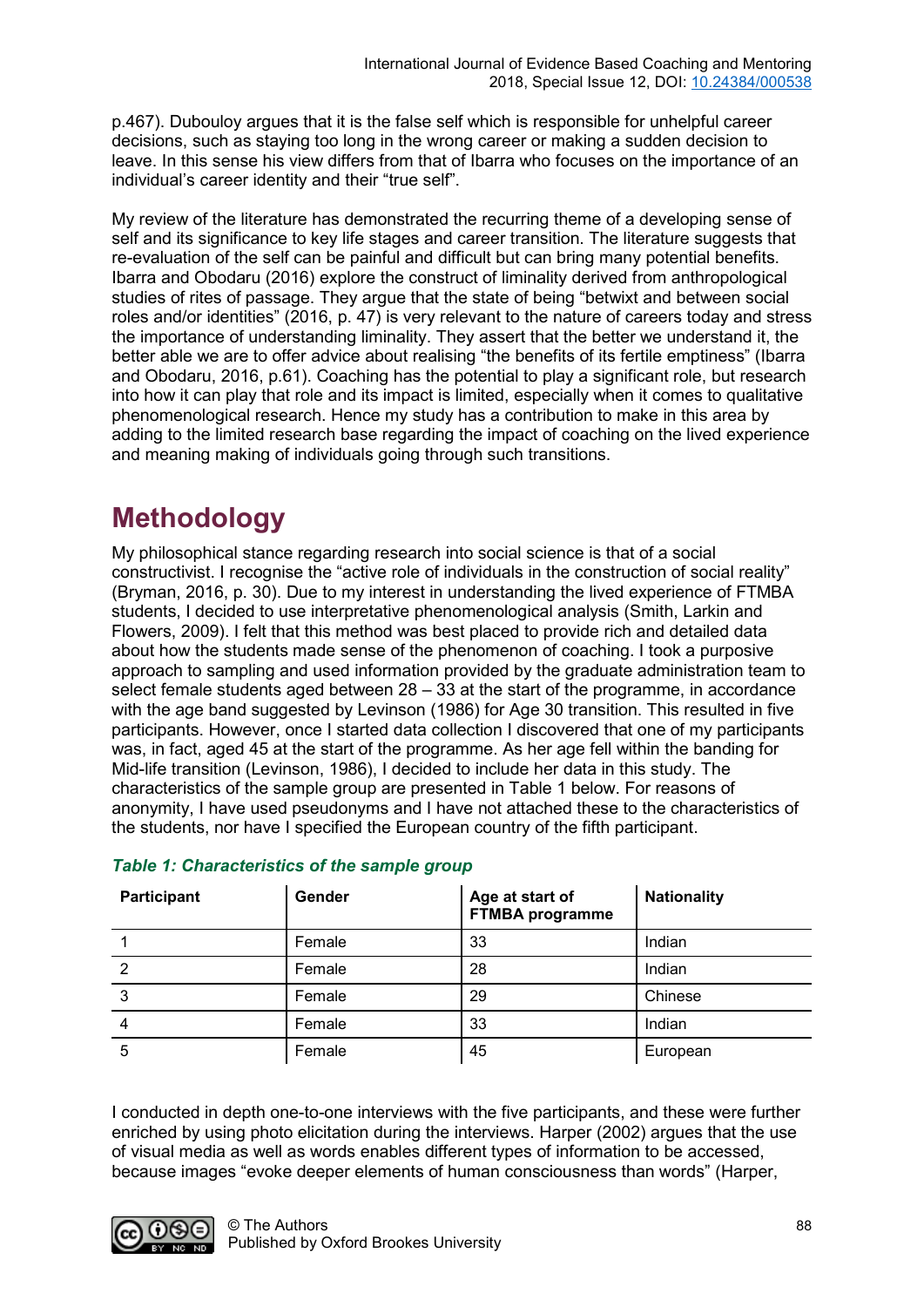p.467). Dubouloy argues that it is the false self which is responsible for unhelpful career decisions, such as staying too long in the wrong career or making a sudden decision to leave. In this sense his view differs from that of Ibarra who focuses on the importance of an individual's career identity and their "true self".

My review of the literature has demonstrated the recurring theme of a developing sense of self and its significance to key life stages and career transition. The literature suggests that re-evaluation of the self can be painful and difficult but can bring many potential benefits. Ibarra and Obodaru (2016) explore the construct of liminality derived from anthropological studies of rites of passage. They argue that the state of being "betwixt and between social roles and/or identities" (2016, p. 47) is very relevant to the nature of careers today and stress the importance of understanding liminality. They assert that the better we understand it, the better able we are to offer advice about realising "the benefits of its fertile emptiness" (Ibarra and Obodaru, 2016, p.61). Coaching has the potential to play a significant role, but research into how it can play that role and its impact is limited, especially when it comes to qualitative phenomenological research. Hence my study has a contribution to make in this area by adding to the limited research base regarding the impact of coaching on the lived experience and meaning making of individuals going through such transitions.

# Methodology

My philosophical stance regarding research into social science is that of a social constructivist. I recognise the "active role of individuals in the construction of social reality" (Bryman, 2016, p. 30). Due to my interest in understanding the lived experience of FTMBA students, I decided to use interpretative phenomenological analysis (Smith, Larkin and Flowers, 2009). I felt that this method was best placed to provide rich and detailed data about how the students made sense of the phenomenon of coaching. I took a purposive approach to sampling and used information provided by the graduate administration team to select female students aged between 28 – 33 at the start of the programme, in accordance with the age band suggested by Levinson (1986) for Age 30 transition. This resulted in five participants. However, once I started data collection I discovered that one of my participants was, in fact, aged 45 at the start of the programme. As her age fell within the banding for Mid-life transition (Levinson, 1986), I decided to include her data in this study. The characteristics of the sample group are presented in Table 1 below. For reasons of anonymity, I have used pseudonyms and I have not attached these to the characteristics of the students, nor have I specified the European country of the fifth participant.

***Table 1: Characteristics of the sample group***

| Participant | Gender | Age at start of FTMBA programme | Nationality |
|---|---|---|---|
| 1 | Female | 33 | Indian |
| 2 | Female | 28 | Indian |
| 3 | Female | 29 | Chinese |
| 4 | Female | 33 | Indian |
| 5 | Female | 45 | European |

I conducted in depth one-to-one interviews with the five participants, and these were further enriched by using photo elicitation during the interviews. Harper (2002) argues that the use of visual media as well as words enables different types of information to be accessed, because images "evoke deeper elements of human consciousness than words" (Harper,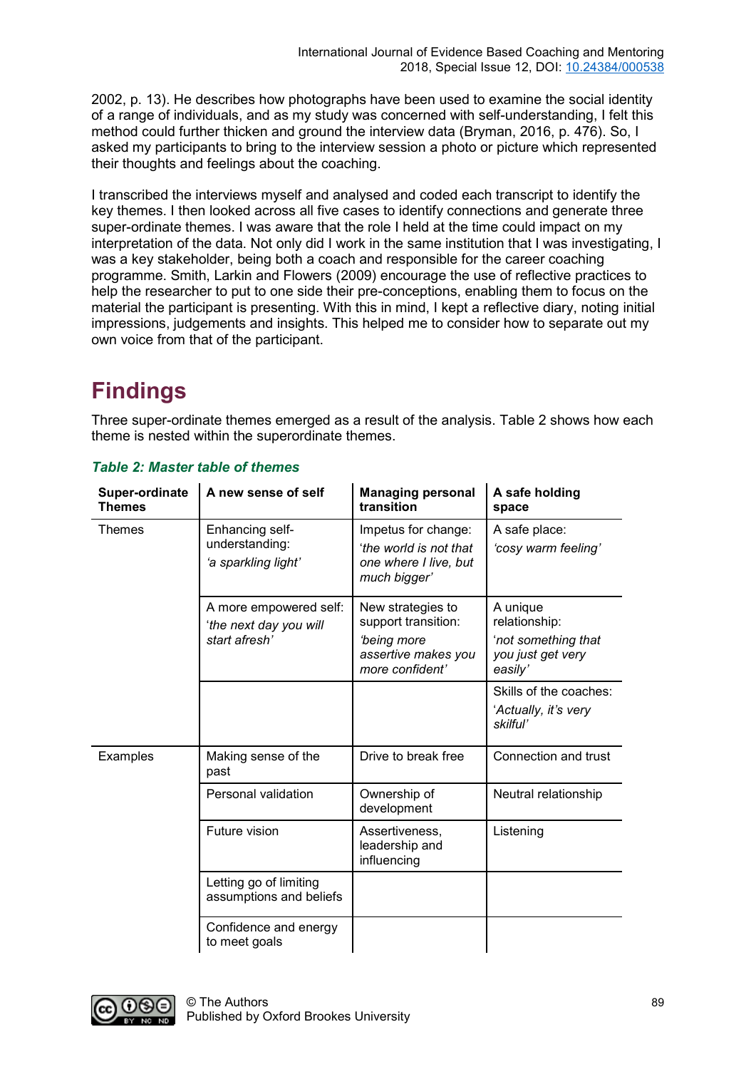2002, p. 13). He describes how photographs have been used to examine the social identity of a range of individuals, and as my study was concerned with self-understanding, I felt this method could further thicken and ground the interview data (Bryman, 2016, p. 476). So, I asked my participants to bring to the interview session a photo or picture which represented their thoughts and feelings about the coaching.

I transcribed the interviews myself and analysed and coded each transcript to identify the key themes. I then looked across all five cases to identify connections and generate three super-ordinate themes. I was aware that the role I held at the time could impact on my interpretation of the data. Not only did I work in the same institution that I was investigating, I was a key stakeholder, being both a coach and responsible for the career coaching programme. Smith, Larkin and Flowers (2009) encourage the use of reflective practices to help the researcher to put to one side their pre-conceptions, enabling them to focus on the material the participant is presenting. With this in mind, I kept a reflective diary, noting initial impressions, judgements and insights. This helped me to consider how to separate out my own voice from that of the participant.

# Findings

Three super-ordinate themes emerged as a result of the analysis. Table 2 shows how each theme is nested within the superordinate themes.

***Table 2: Master table of themes***

| **Super-ordinate Themes** | **A new sense of self** | **Managing personal transition** | **A safe holding space** |
|---|---|---|---|
| Themes | Enhancing self-understanding: *'a sparkling light'* | Impetus for change: *'the world is not that one where I live, but much bigger'* | A safe place: *'cosy warm feeling'* |
| | A more empowered self: *'the next day you will start afresh'* | New strategies to support transition: *'being more assertive makes you more confident'* | A unique relationship: *'not something that you just get very easily'* |
| | | | Skills of the coaches: *'Actually, it's very skilful'* |
| Examples | Making sense of the past | Drive to break free | Connection and trust |
| | Personal validation | Ownership of development | Neutral relationship |
| | Future vision | Assertiveness, leadership and influencing | Listening |
| | Letting go of limiting assumptions and beliefs | | |
| | Confidence and energy to meet goals | | |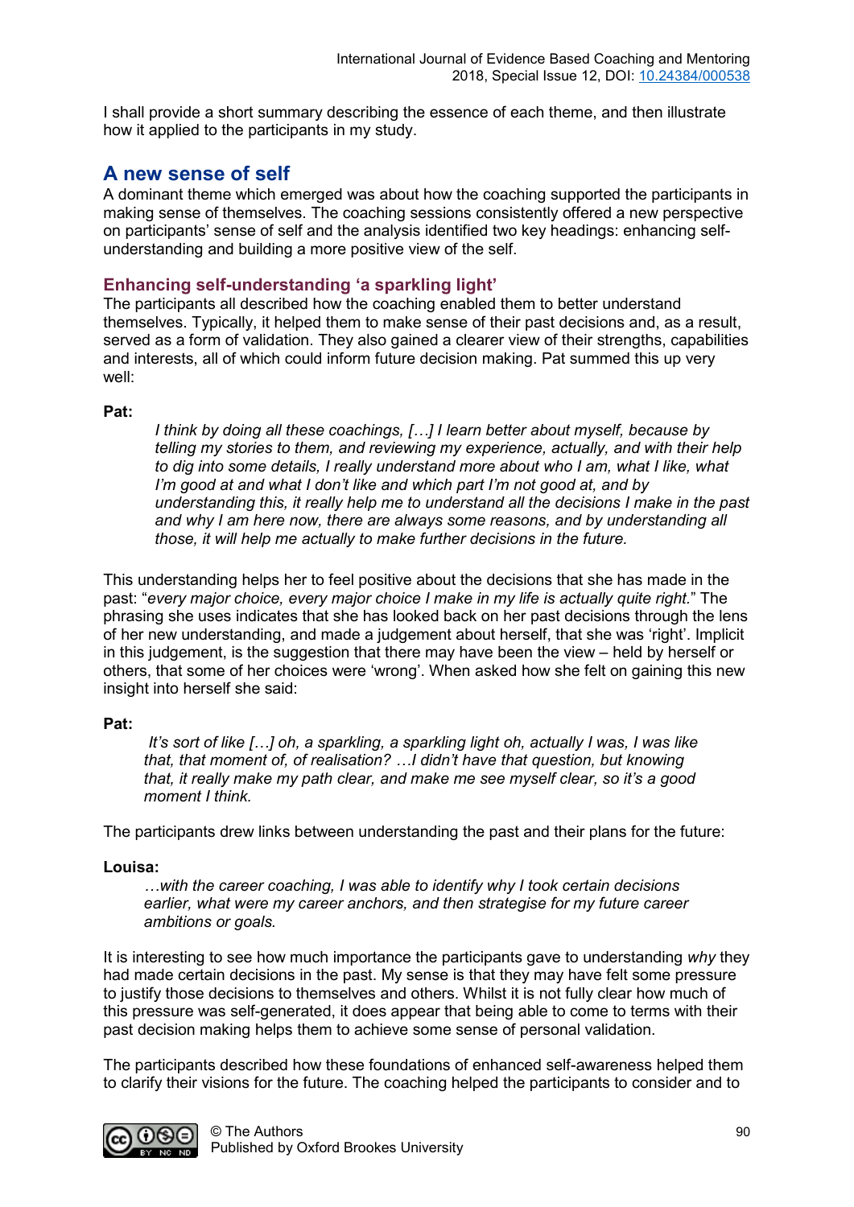I shall provide a short summary describing the essence of each theme, and then illustrate how it applied to the participants in my study.

## A new sense of self

A dominant theme which emerged was about how the coaching supported the participants in making sense of themselves. The coaching sessions consistently offered a new perspective on participants' sense of self and the analysis identified two key headings: enhancing self-understanding and building a more positive view of the self.

### Enhancing self-understanding 'a sparkling light'

The participants all described how the coaching enabled them to better understand themselves. Typically, it helped them to make sense of their past decisions and, as a result, served as a form of validation. They also gained a clearer view of their strengths, capabilities and interests, all of which could inform future decision making. Pat summed this up very well:

**Pat:**

> *I think by doing all these coachings, […] I learn better about myself, because by telling my stories to them, and reviewing my experience, actually, and with their help to dig into some details, I really understand more about who I am, what I like, what I'm good at and what I don't like and which part I'm not good at, and by understanding this, it really help me to understand all the decisions I make in the past and why I am here now, there are always some reasons, and by understanding all those, it will help me actually to make further decisions in the future.*

This understanding helps her to feel positive about the decisions that she has made in the past: "*every major choice, every major choice I make in my life is actually quite right.*" The phrasing she uses indicates that she has looked back on her past decisions through the lens of her new understanding, and made a judgement about herself, that she was 'right'. Implicit in this judgement, is the suggestion that there may have been the view – held by herself or others, that some of her choices were 'wrong'. When asked how she felt on gaining this new insight into herself she said:

**Pat:**

> *It's sort of like […] oh, a sparkling, a sparkling light oh, actually I was, I was like that, that moment of, of realisation? …I didn't have that question, but knowing that, it really make my path clear, and make me see myself clear, so it's a good moment I think.*

The participants drew links between understanding the past and their plans for the future:

**Louisa:**

> *…with the career coaching, I was able to identify why I took certain decisions earlier, what were my career anchors, and then strategise for my future career ambitions or goals.*

It is interesting to see how much importance the participants gave to understanding *why* they had made certain decisions in the past. My sense is that they may have felt some pressure to justify those decisions to themselves and others. Whilst it is not fully clear how much of this pressure was self-generated, it does appear that being able to come to terms with their past decision making helps them to achieve some sense of personal validation.

The participants described how these foundations of enhanced self-awareness helped them to clarify their visions for the future. The coaching helped the participants to consider and to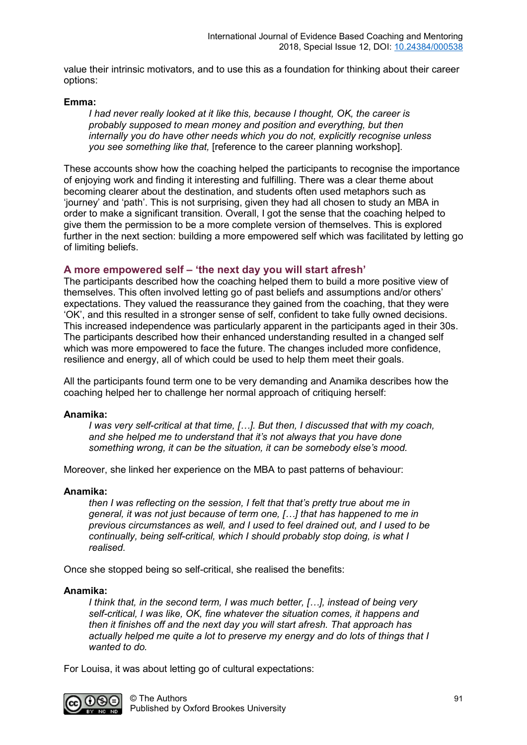value their intrinsic motivators, and to use this as a foundation for thinking about their career options:

**Emma:**

> *I had never really looked at it like this, because I thought, OK, the career is probably supposed to mean money and position and everything, but then internally you do have other needs which you do not, explicitly recognise unless you see something like that,* [reference to the career planning workshop].

These accounts show how the coaching helped the participants to recognise the importance of enjoying work and finding it interesting and fulfilling. There was a clear theme about becoming clearer about the destination, and students often used metaphors such as 'journey' and 'path'. This is not surprising, given they had all chosen to study an MBA in order to make a significant transition. Overall, I got the sense that the coaching helped to give them the permission to be a more complete version of themselves. This is explored further in the next section: building a more empowered self which was facilitated by letting go of limiting beliefs.

### A more empowered self – 'the next day you will start afresh'

The participants described how the coaching helped them to build a more positive view of themselves. This often involved letting go of past beliefs and assumptions and/or others' expectations. They valued the reassurance they gained from the coaching, that they were 'OK', and this resulted in a stronger sense of self, confident to take fully owned decisions. This increased independence was particularly apparent in the participants aged in their 30s. The participants described how their enhanced understanding resulted in a changed self which was more empowered to face the future. The changes included more confidence, resilience and energy, all of which could be used to help them meet their goals.

All the participants found term one to be very demanding and Anamika describes how the coaching helped her to challenge her normal approach of critiquing herself:

**Anamika:**

> *I was very self-critical at that time, […]. But then, I discussed that with my coach, and she helped me to understand that it's not always that you have done something wrong, it can be the situation, it can be somebody else's mood.*

Moreover, she linked her experience on the MBA to past patterns of behaviour:

**Anamika:**

> *then I was reflecting on the session, I felt that that's pretty true about me in general, it was not just because of term one, […] that has happened to me in previous circumstances as well, and I used to feel drained out, and I used to be continually, being self-critical, which I should probably stop doing, is what I realised.*

Once she stopped being so self-critical, she realised the benefits:

**Anamika:**

> *I think that, in the second term, I was much better, […], instead of being very self-critical, I was like, OK, fine whatever the situation comes, it happens and then it finishes off and the next day you will start afresh. That approach has actually helped me quite a lot to preserve my energy and do lots of things that I wanted to do.*

For Louisa, it was about letting go of cultural expectations: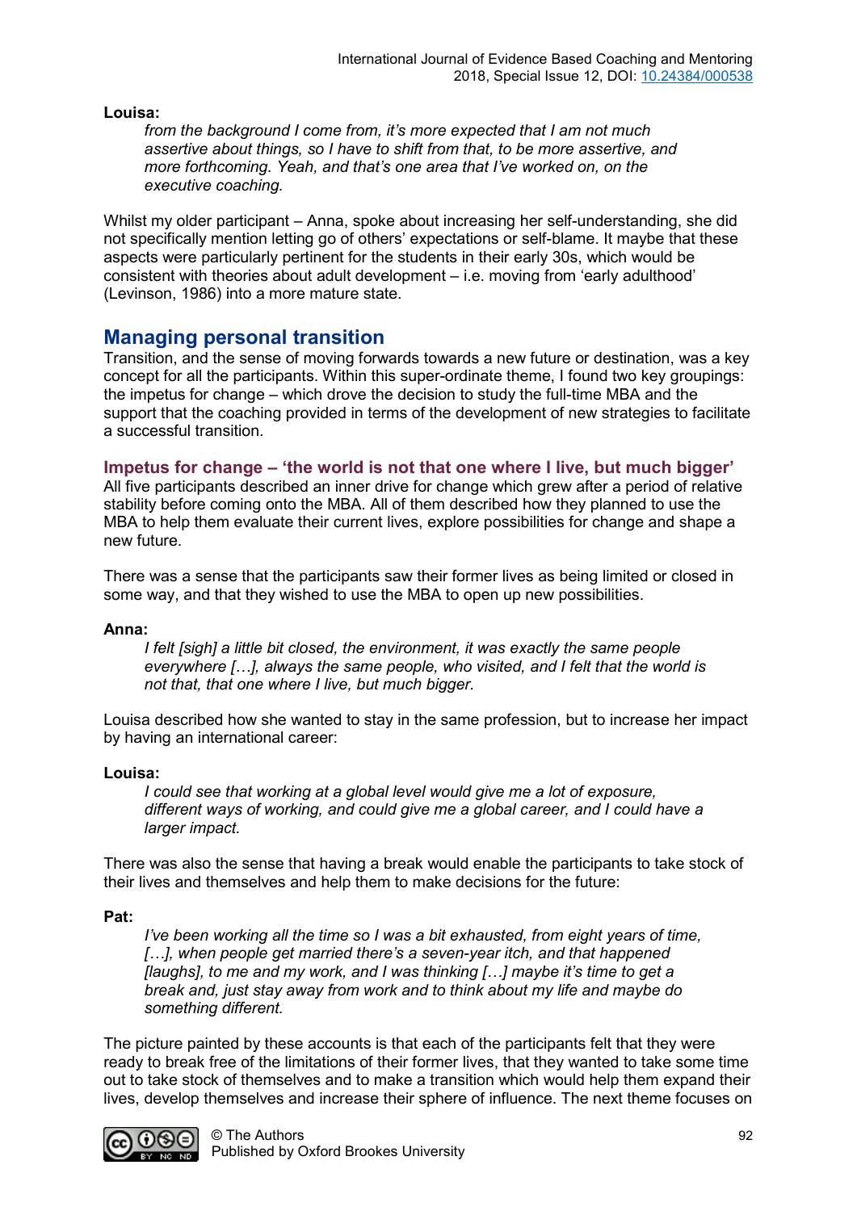**Louisa:**

*from the background I come from, it's more expected that I am not much assertive about things, so I have to shift from that, to be more assertive, and more forthcoming. Yeah, and that's one area that I've worked on, on the executive coaching.*

Whilst my older participant – Anna, spoke about increasing her self-understanding, she did not specifically mention letting go of others' expectations or self-blame. It maybe that these aspects were particularly pertinent for the students in their early 30s, which would be consistent with theories about adult development – i.e. moving from 'early adulthood' (Levinson, 1986) into a more mature state.

## Managing personal transition

Transition, and the sense of moving forwards towards a new future or destination, was a key concept for all the participants. Within this super-ordinate theme, I found two key groupings: the impetus for change – which drove the decision to study the full-time MBA and the support that the coaching provided in terms of the development of new strategies to facilitate a successful transition.

### Impetus for change – 'the world is not that one where I live, but much bigger'

All five participants described an inner drive for change which grew after a period of relative stability before coming onto the MBA. All of them described how they planned to use the MBA to help them evaluate their current lives, explore possibilities for change and shape a new future.

There was a sense that the participants saw their former lives as being limited or closed in some way, and that they wished to use the MBA to open up new possibilities.

**Anna:**

*I felt [sigh] a little bit closed, the environment, it was exactly the same people everywhere […], always the same people, who visited, and I felt that the world is not that, that one where I live, but much bigger.*

Louisa described how she wanted to stay in the same profession, but to increase her impact by having an international career:

**Louisa:**

*I could see that working at a global level would give me a lot of exposure, different ways of working, and could give me a global career, and I could have a larger impact.*

There was also the sense that having a break would enable the participants to take stock of their lives and themselves and help them to make decisions for the future:

**Pat:**

*I've been working all the time so I was a bit exhausted, from eight years of time, […], when people get married there's a seven-year itch, and that happened [laughs], to me and my work, and I was thinking […] maybe it's time to get a break and, just stay away from work and to think about my life and maybe do something different.*

The picture painted by these accounts is that each of the participants felt that they were ready to break free of the limitations of their former lives, that they wanted to take some time out to take stock of themselves and to make a transition which would help them expand their lives, develop themselves and increase their sphere of influence. The next theme focuses on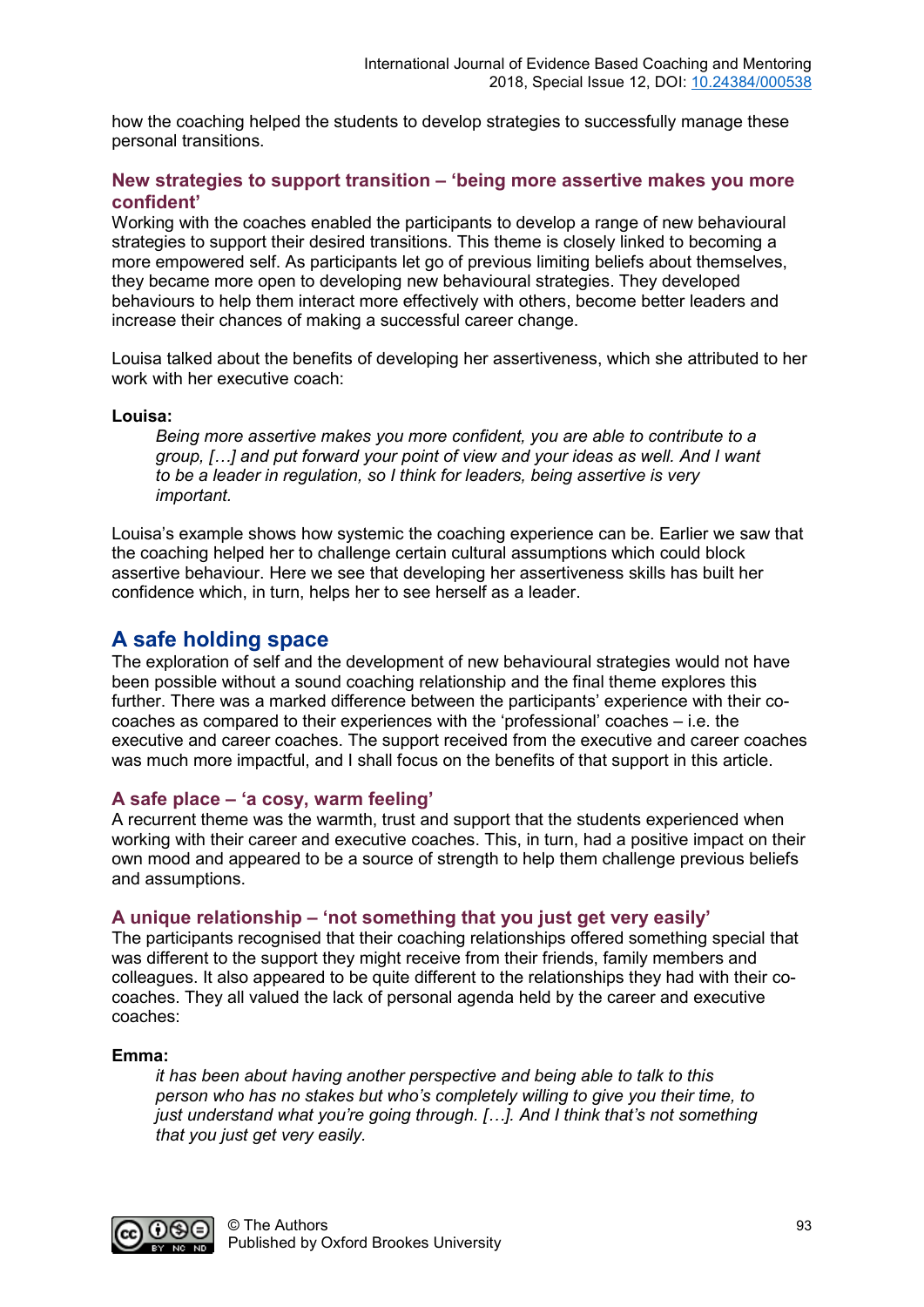how the coaching helped the students to develop strategies to successfully manage these personal transitions.

### New strategies to support transition – 'being more assertive makes you more confident'

Working with the coaches enabled the participants to develop a range of new behavioural strategies to support their desired transitions. This theme is closely linked to becoming a more empowered self. As participants let go of previous limiting beliefs about themselves, they became more open to developing new behavioural strategies. They developed behaviours to help them interact more effectively with others, become better leaders and increase their chances of making a successful career change.

Louisa talked about the benefits of developing her assertiveness, which she attributed to her work with her executive coach:

**Louisa:**

> *Being more assertive makes you more confident, you are able to contribute to a group, […] and put forward your point of view and your ideas as well. And I want to be a leader in regulation, so I think for leaders, being assertive is very important.*

Louisa's example shows how systemic the coaching experience can be. Earlier we saw that the coaching helped her to challenge certain cultural assumptions which could block assertive behaviour. Here we see that developing her assertiveness skills has built her confidence which, in turn, helps her to see herself as a leader.

## A safe holding space

The exploration of self and the development of new behavioural strategies would not have been possible without a sound coaching relationship and the final theme explores this further. There was a marked difference between the participants' experience with their co-coaches as compared to their experiences with the 'professional' coaches – i.e. the executive and career coaches. The support received from the executive and career coaches was much more impactful, and I shall focus on the benefits of that support in this article.

### A safe place – 'a cosy, warm feeling'

A recurrent theme was the warmth, trust and support that the students experienced when working with their career and executive coaches. This, in turn, had a positive impact on their own mood and appeared to be a source of strength to help them challenge previous beliefs and assumptions.

### A unique relationship – 'not something that you just get very easily'

The participants recognised that their coaching relationships offered something special that was different to the support they might receive from their friends, family members and colleagues. It also appeared to be quite different to the relationships they had with their co-coaches. They all valued the lack of personal agenda held by the career and executive coaches:

**Emma:**

> *it has been about having another perspective and being able to talk to this person who has no stakes but who's completely willing to give you their time, to just understand what you're going through. […]. And I think that's not something that you just get very easily.*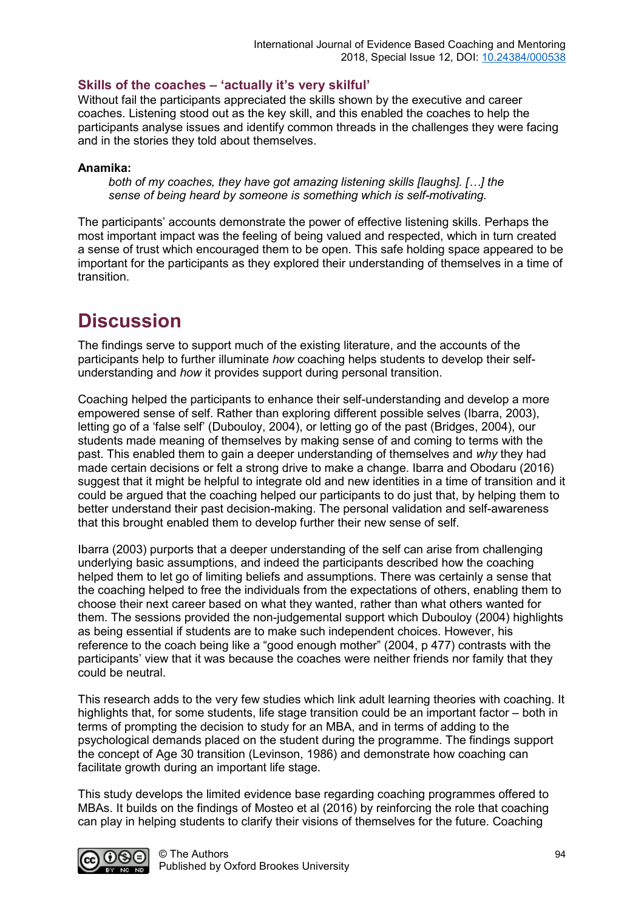### Skills of the coaches – ‘actually it’s very skilful’

Without fail the participants appreciated the skills shown by the executive and career coaches. Listening stood out as the key skill, and this enabled the coaches to help the participants analyse issues and identify common threads in the challenges they were facing and in the stories they told about themselves.

**Anamika:**

> *both of my coaches, they have got amazing listening skills [laughs]. […] the sense of being heard by someone is something which is self-motivating.*

The participants’ accounts demonstrate the power of effective listening skills. Perhaps the most important impact was the feeling of being valued and respected, which in turn created a sense of trust which encouraged them to be open. This safe holding space appeared to be important for the participants as they explored their understanding of themselves in a time of transition.

# Discussion

The findings serve to support much of the existing literature, and the accounts of the participants help to further illuminate *how* coaching helps students to develop their self-understanding and *how* it provides support during personal transition.

Coaching helped the participants to enhance their self-understanding and develop a more empowered sense of self. Rather than exploring different possible selves (Ibarra, 2003), letting go of a ‘false self’ (Dubouloy, 2004), or letting go of the past (Bridges, 2004), our students made meaning of themselves by making sense of and coming to terms with the past. This enabled them to gain a deeper understanding of themselves and *why* they had made certain decisions or felt a strong drive to make a change. Ibarra and Obodaru (2016) suggest that it might be helpful to integrate old and new identities in a time of transition and it could be argued that the coaching helped our participants to do just that, by helping them to better understand their past decision-making. The personal validation and self-awareness that this brought enabled them to develop further their new sense of self.

Ibarra (2003) purports that a deeper understanding of the self can arise from challenging underlying basic assumptions, and indeed the participants described how the coaching helped them to let go of limiting beliefs and assumptions. There was certainly a sense that the coaching helped to free the individuals from the expectations of others, enabling them to choose their next career based on what they wanted, rather than what others wanted for them. The sessions provided the non-judgemental support which Dubouloy (2004) highlights as being essential if students are to make such independent choices. However, his reference to the coach being like a “good enough mother” (2004, p 477) contrasts with the participants’ view that it was because the coaches were neither friends nor family that they could be neutral.

This research adds to the very few studies which link adult learning theories with coaching. It highlights that, for some students, life stage transition could be an important factor – both in terms of prompting the decision to study for an MBA, and in terms of adding to the psychological demands placed on the student during the programme. The findings support the concept of Age 30 transition (Levinson, 1986) and demonstrate how coaching can facilitate growth during an important life stage.

This study develops the limited evidence base regarding coaching programmes offered to MBAs. It builds on the findings of Mosteo et al (2016) by reinforcing the role that coaching can play in helping students to clarify their visions of themselves for the future. Coaching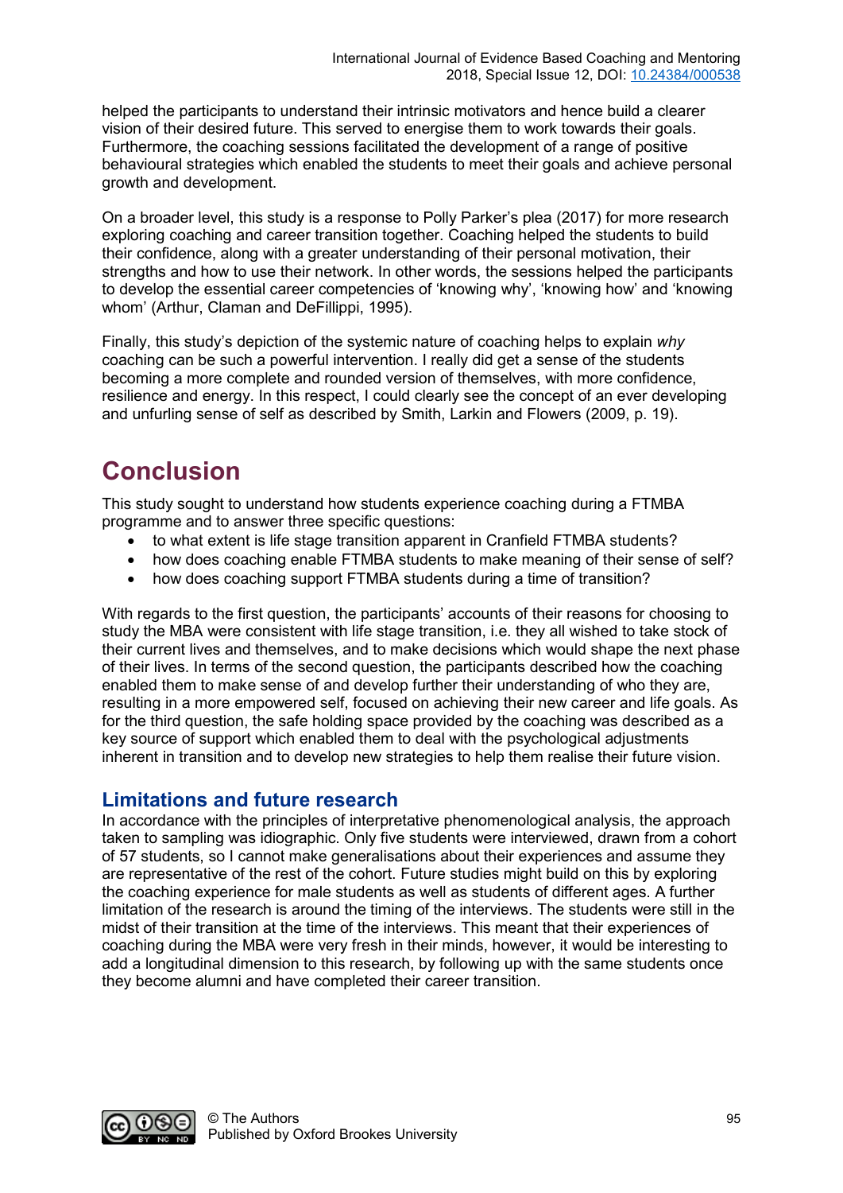helped the participants to understand their intrinsic motivators and hence build a clearer vision of their desired future. This served to energise them to work towards their goals. Furthermore, the coaching sessions facilitated the development of a range of positive behavioural strategies which enabled the students to meet their goals and achieve personal growth and development.

On a broader level, this study is a response to Polly Parker's plea (2017) for more research exploring coaching and career transition together. Coaching helped the students to build their confidence, along with a greater understanding of their personal motivation, their strengths and how to use their network. In other words, the sessions helped the participants to develop the essential career competencies of 'knowing why', 'knowing how' and 'knowing whom' (Arthur, Claman and DeFillippi, 1995).

Finally, this study's depiction of the systemic nature of coaching helps to explain *why* coaching can be such a powerful intervention. I really did get a sense of the students becoming a more complete and rounded version of themselves, with more confidence, resilience and energy. In this respect, I could clearly see the concept of an ever developing and unfurling sense of self as described by Smith, Larkin and Flowers (2009, p. 19).

# Conclusion

This study sought to understand how students experience coaching during a FTMBA programme and to answer three specific questions:

- to what extent is life stage transition apparent in Cranfield FTMBA students?
- how does coaching enable FTMBA students to make meaning of their sense of self?
- how does coaching support FTMBA students during a time of transition?

With regards to the first question, the participants' accounts of their reasons for choosing to study the MBA were consistent with life stage transition, i.e. they all wished to take stock of their current lives and themselves, and to make decisions which would shape the next phase of their lives. In terms of the second question, the participants described how the coaching enabled them to make sense of and develop further their understanding of who they are, resulting in a more empowered self, focused on achieving their new career and life goals. As for the third question, the safe holding space provided by the coaching was described as a key source of support which enabled them to deal with the psychological adjustments inherent in transition and to develop new strategies to help them realise their future vision.

## Limitations and future research

In accordance with the principles of interpretative phenomenological analysis, the approach taken to sampling was idiographic. Only five students were interviewed, drawn from a cohort of 57 students, so I cannot make generalisations about their experiences and assume they are representative of the rest of the cohort. Future studies might build on this by exploring the coaching experience for male students as well as students of different ages. A further limitation of the research is around the timing of the interviews. The students were still in the midst of their transition at the time of the interviews. This meant that their experiences of coaching during the MBA were very fresh in their minds, however, it would be interesting to add a longitudinal dimension to this research, by following up with the same students once they become alumni and have completed their career transition.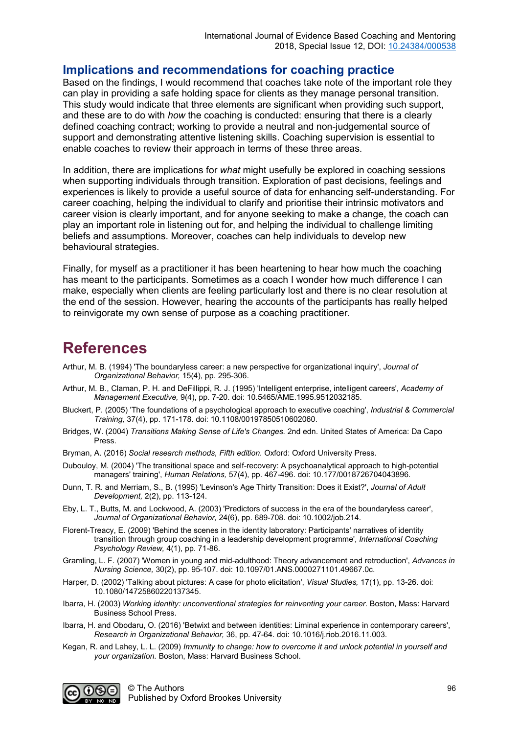## Implications and recommendations for coaching practice

Based on the findings, I would recommend that coaches take note of the important role they can play in providing a safe holding space for clients as they manage personal transition. This study would indicate that three elements are significant when providing such support, and these are to do with *how* the coaching is conducted: ensuring that there is a clearly defined coaching contract; working to provide a neutral and non-judgemental source of support and demonstrating attentive listening skills. Coaching supervision is essential to enable coaches to review their approach in terms of these three areas.

In addition, there are implications for *what* might usefully be explored in coaching sessions when supporting individuals through transition. Exploration of past decisions, feelings and experiences is likely to provide a useful source of data for enhancing self-understanding. For career coaching, helping the individual to clarify and prioritise their intrinsic motivators and career vision is clearly important, and for anyone seeking to make a change, the coach can play an important role in listening out for, and helping the individual to challenge limiting beliefs and assumptions. Moreover, coaches can help individuals to develop new behavioural strategies.

Finally, for myself as a practitioner it has been heartening to hear how much the coaching has meant to the participants. Sometimes as a coach I wonder how much difference I can make, especially when clients are feeling particularly lost and there is no clear resolution at the end of the session. However, hearing the accounts of the participants has really helped to reinvigorate my own sense of purpose as a coaching practitioner.

# References

Arthur, M. B. (1994) 'The boundaryless career: a new perspective for organizational inquiry', *Journal of Organizational Behavior,* 15(4), pp. 295-306.

Arthur, M. B., Claman, P. H. and DeFillippi, R. J. (1995) 'Intelligent enterprise, intelligent careers', *Academy of Management Executive,* 9(4), pp. 7-20. doi: 10.5465/AME.1995.9512032185.

Bluckert, P. (2005) 'The foundations of a psychological approach to executive coaching', *Industrial & Commercial Training,* 37(4), pp. 171-178. doi: 10.1108/00197850510602060.

Bridges, W. (2004) *Transitions Making Sense of Life's Changes.* 2nd edn. United States of America: Da Capo Press.

Bryman, A. (2016) *Social research methods, Fifth edition.* Oxford: Oxford University Press.

Dubouloy, M. (2004) 'The transitional space and self-recovery: A psychoanalytical approach to high-potential managers' training', *Human Relations,* 57(4), pp. 467-496. doi: 10.177/0018726704043896.

Dunn, T. R. and Merriam, S., B. (1995) 'Levinson's Age Thirty Transition: Does it Exist?', *Journal of Adult Development,* 2(2), pp. 113-124.

Eby, L. T., Butts, M. and Lockwood, A. (2003) 'Predictors of success in the era of the boundaryless career', *Journal of Organizational Behavior,* 24(6), pp. 689-708. doi: 10.1002/job.214.

Florent-Treacy, E. (2009) 'Behind the scenes in the identity laboratory: Participants' narratives of identity transition through group coaching in a leadership development programme', *International Coaching Psychology Review,* 4(1), pp. 71-86.

Gramling, L. F. (2007) 'Women in young and mid-adulthood: Theory advancement and retroduction', *Advances in Nursing Science,* 30(2), pp. 95-107. doi: 10.1097/01.ANS.0000271101.49667.0c.

Harper, D. (2002) 'Talking about pictures: A case for photo elicitation', *Visual Studies,* 17(1), pp. 13-26. doi: 10.1080/14725860220137345.

Ibarra, H. (2003) *Working identity: unconventional strategies for reinventing your career.* Boston, Mass: Harvard Business School Press.

Ibarra, H. and Obodaru, O. (2016) 'Betwixt and between identities: Liminal experience in contemporary careers', *Research in Organizational Behavior,* 36, pp. 47-64. doi: 10.1016/j.riob.2016.11.003.

Kegan, R. and Lahey, L. L. (2009) *Immunity to change: how to overcome it and unlock potential in yourself and your organization.* Boston, Mass: Harvard Business School.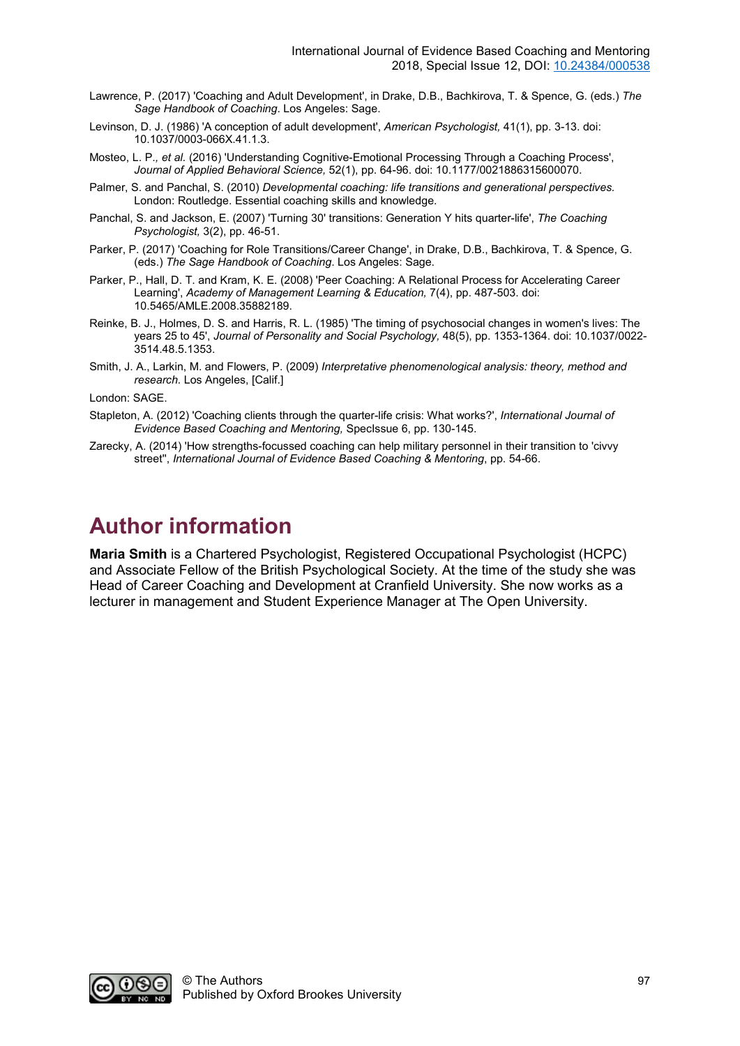Lawrence, P. (2017) 'Coaching and Adult Development', in Drake, D.B., Bachkirova, T. & Spence, G. (eds.) *The Sage Handbook of Coaching*. Los Angeles: Sage.

Levinson, D. J. (1986) 'A conception of adult development', *American Psychologist,* 41(1), pp. 3-13. doi: 10.1037/0003-066X.41.1.3.

Mosteo, L. P.*, et al.* (2016) 'Understanding Cognitive-Emotional Processing Through a Coaching Process', *Journal of Applied Behavioral Science,* 52(1), pp. 64-96. doi: 10.1177/0021886315600070.

Palmer, S. and Panchal, S. (2010) *Developmental coaching: life transitions and generational perspectives.* London: Routledge. Essential coaching skills and knowledge.

Panchal, S. and Jackson, E. (2007) 'Turning 30' transitions: Generation Y hits quarter-life', *The Coaching Psychologist,* 3(2), pp. 46-51.

Parker, P. (2017) 'Coaching for Role Transitions/Career Change', in Drake, D.B., Bachkirova, T. & Spence, G. (eds.) *The Sage Handbook of Coaching*. Los Angeles: Sage.

Parker, P., Hall, D. T. and Kram, K. E. (2008) 'Peer Coaching: A Relational Process for Accelerating Career Learning', *Academy of Management Learning & Education,* 7(4), pp. 487-503. doi: 10.5465/AMLE.2008.35882189.

Reinke, B. J., Holmes, D. S. and Harris, R. L. (1985) 'The timing of psychosocial changes in women's lives: The years 25 to 45', *Journal of Personality and Social Psychology,* 48(5), pp. 1353-1364. doi: 10.1037/0022-3514.48.5.1353.

Smith, J. A., Larkin, M. and Flowers, P. (2009) *Interpretative phenomenological analysis: theory, method and research.* Los Angeles, [Calif.]

London: SAGE.

Stapleton, A. (2012) 'Coaching clients through the quarter-life crisis: What works?', *International Journal of Evidence Based Coaching and Mentoring,* SpecIssue 6, pp. 130-145.

Zarecky, A. (2014) 'How strengths-focussed coaching can help military personnel in their transition to 'civvy street'', *International Journal of Evidence Based Coaching & Mentoring*, pp. 54-66.

# Author information

**Maria Smith** is a Chartered Psychologist, Registered Occupational Psychologist (HCPC) and Associate Fellow of the British Psychological Society. At the time of the study she was Head of Career Coaching and Development at Cranfield University. She now works as a lecturer in management and Student Experience Manager at The Open University.

© The Authors
Published by Oxford Brookes University